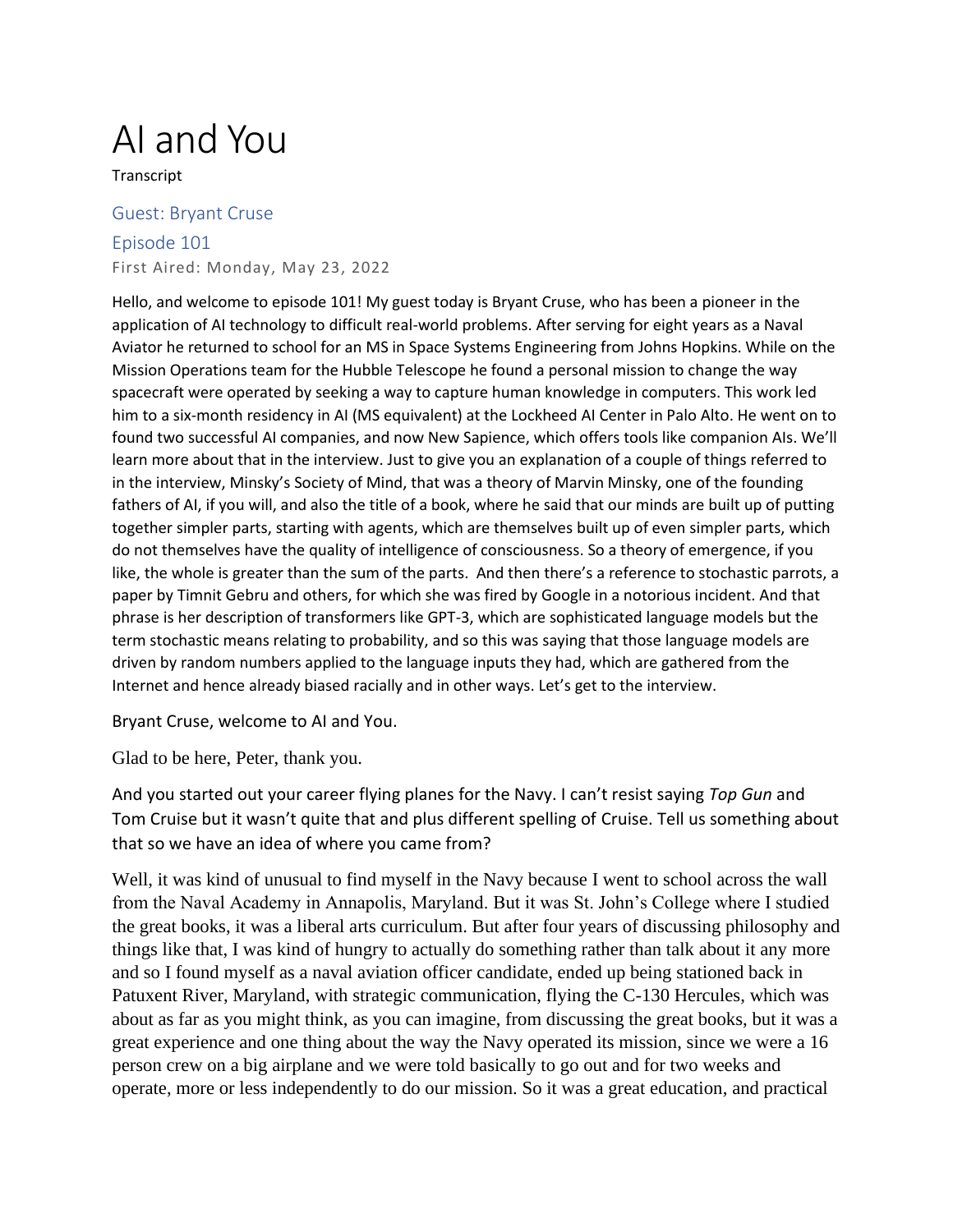# AI and You

Transcript

## Guest: Bryant Cruse

## Episode 101

First Aired: Monday, May 23, 2022

Hello, and welcome to episode 101! My guest today is Bryant Cruse, who has been a pioneer in the application of AI technology to difficult real-world problems. After serving for eight years as a Naval Aviator he returned to school for an MS in Space Systems Engineering from Johns Hopkins. While on the Mission Operations team for the Hubble Telescope he found a personal mission to change the way spacecraft were operated by seeking a way to capture human knowledge in computers. This work led him to a six-month residency in AI (MS equivalent) at the Lockheed AI Center in Palo Alto. He went on to found two successful AI companies, and now New Sapience, which offers tools like companion AIs. We'll learn more about that in the interview. Just to give you an explanation of a couple of things referred to in the interview, Minsky's Society of Mind, that was a theory of Marvin Minsky, one of the founding fathers of AI, if you will, and also the title of a book, where he said that our minds are built up of putting together simpler parts, starting with agents, which are themselves built up of even simpler parts, which do not themselves have the quality of intelligence of consciousness. So a theory of emergence, if you like, the whole is greater than the sum of the parts. And then there's a reference to stochastic parrots, a paper by Timnit Gebru and others, for which she was fired by Google in a notorious incident. And that phrase is her description of transformers like GPT-3, which are sophisticated language models but the term stochastic means relating to probability, and so this was saying that those language models are driven by random numbers applied to the language inputs they had, which are gathered from the Internet and hence already biased racially and in other ways. Let's get to the interview.

Bryant Cruse, welcome to AI and You.

Glad to be here, Peter, thank you.

And you started out your career flying planes for the Navy. I can't resist saying *Top Gun* and Tom Cruise but it wasn't quite that and plus different spelling of Cruise. Tell us something about that so we have an idea of where you came from?

Well, it was kind of unusual to find myself in the Navy because I went to school across the wall from the Naval Academy in Annapolis, Maryland. But it was St. John's College where I studied the great books, it was a liberal arts curriculum. But after four years of discussing philosophy and things like that, I was kind of hungry to actually do something rather than talk about it any more and so I found myself as a naval aviation officer candidate, ended up being stationed back in Patuxent River, Maryland, with strategic communication, flying the C-130 Hercules, which was about as far as you might think, as you can imagine, from discussing the great books, but it was a great experience and one thing about the way the Navy operated its mission, since we were a 16 person crew on a big airplane and we were told basically to go out and for two weeks and operate, more or less independently to do our mission. So it was a great education, and practical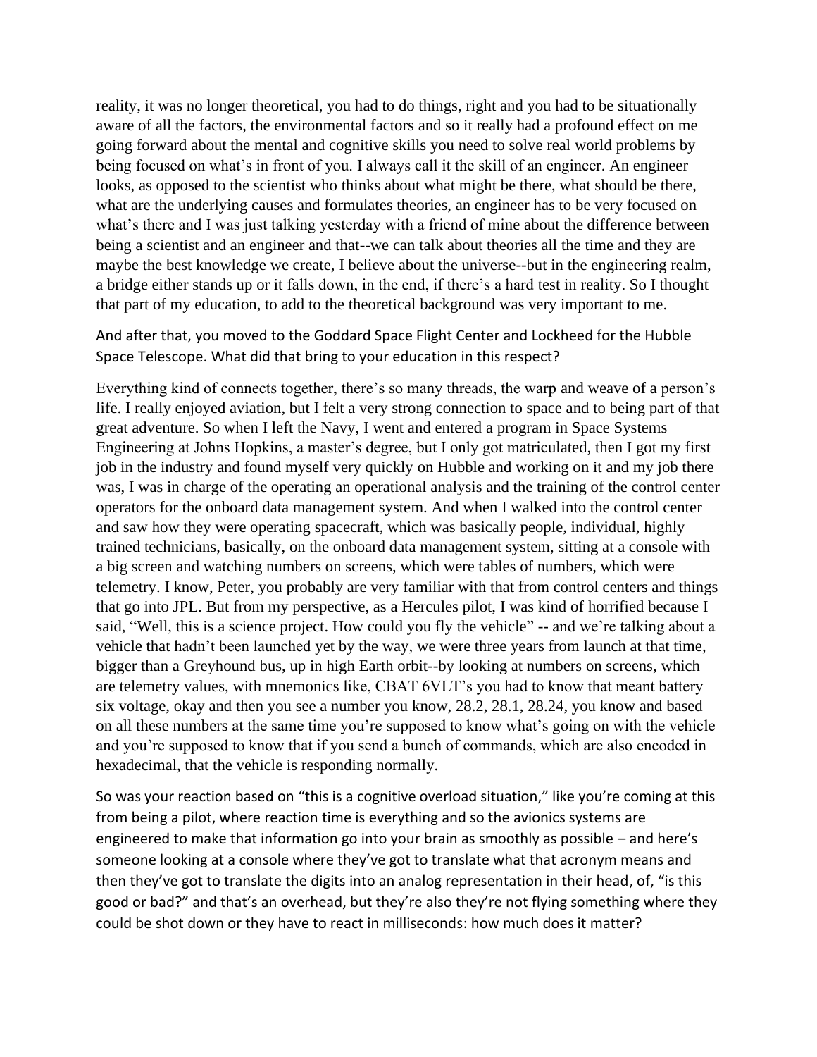reality, it was no longer theoretical, you had to do things, right and you had to be situationally aware of all the factors, the environmental factors and so it really had a profound effect on me going forward about the mental and cognitive skills you need to solve real world problems by being focused on what's in front of you. I always call it the skill of an engineer. An engineer looks, as opposed to the scientist who thinks about what might be there, what should be there, what are the underlying causes and formulates theories, an engineer has to be very focused on what's there and I was just talking yesterday with a friend of mine about the difference between being a scientist and an engineer and that--we can talk about theories all the time and they are maybe the best knowledge we create, I believe about the universe--but in the engineering realm, a bridge either stands up or it falls down, in the end, if there's a hard test in reality. So I thought that part of my education, to add to the theoretical background was very important to me.

And after that, you moved to the Goddard Space Flight Center and Lockheed for the Hubble Space Telescope. What did that bring to your education in this respect?

Everything kind of connects together, there's so many threads, the warp and weave of a person's life. I really enjoyed aviation, but I felt a very strong connection to space and to being part of that great adventure. So when I left the Navy, I went and entered a program in Space Systems Engineering at Johns Hopkins, a master's degree, but I only got matriculated, then I got my first job in the industry and found myself very quickly on Hubble and working on it and my job there was, I was in charge of the operating an operational analysis and the training of the control center operators for the onboard data management system. And when I walked into the control center and saw how they were operating spacecraft, which was basically people, individual, highly trained technicians, basically, on the onboard data management system, sitting at a console with a big screen and watching numbers on screens, which were tables of numbers, which were telemetry. I know, Peter, you probably are very familiar with that from control centers and things that go into JPL. But from my perspective, as a Hercules pilot, I was kind of horrified because I said, "Well, this is a science project. How could you fly the vehicle" -- and we're talking about a vehicle that hadn't been launched yet by the way, we were three years from launch at that time, bigger than a Greyhound bus, up in high Earth orbit--by looking at numbers on screens, which are telemetry values, with mnemonics like, CBAT 6VLT's you had to know that meant battery six voltage, okay and then you see a number you know, 28.2, 28.1, 28.24, you know and based on all these numbers at the same time you're supposed to know what's going on with the vehicle and you're supposed to know that if you send a bunch of commands, which are also encoded in hexadecimal, that the vehicle is responding normally.

So was your reaction based on "this is a cognitive overload situation," like you're coming at this from being a pilot, where reaction time is everything and so the avionics systems are engineered to make that information go into your brain as smoothly as possible – and here's someone looking at a console where they've got to translate what that acronym means and then they've got to translate the digits into an analog representation in their head, of, "is this good or bad?" and that's an overhead, but they're also they're not flying something where they could be shot down or they have to react in milliseconds: how much does it matter?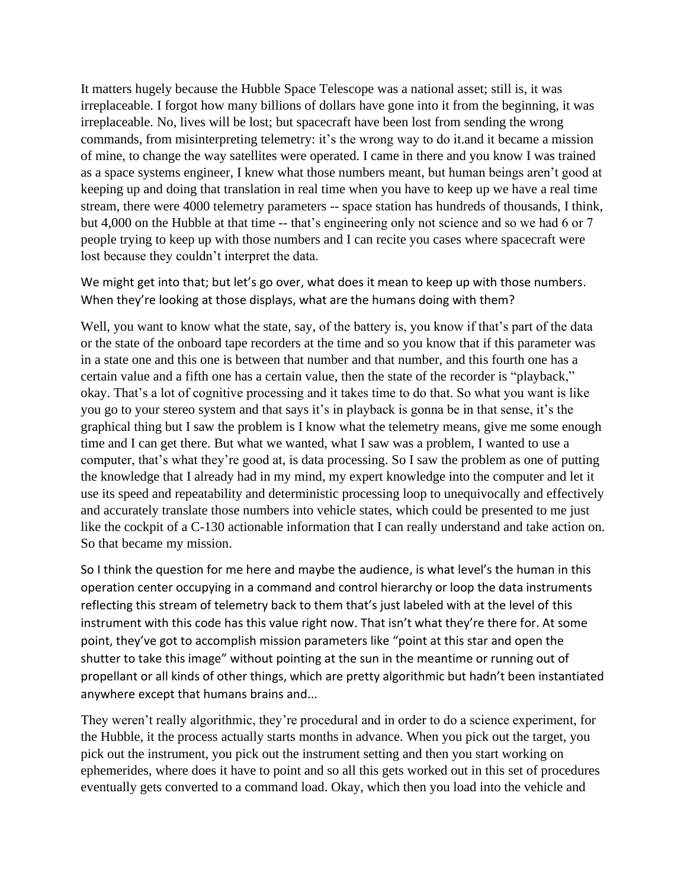It matters hugely because the Hubble Space Telescope was a national asset; still is, it was irreplaceable. I forgot how many billions of dollars have gone into it from the beginning, it was irreplaceable. No, lives will be lost; but spacecraft have been lost from sending the wrong commands, from misinterpreting telemetry: it's the wrong way to do it.and it became a mission of mine, to change the way satellites were operated. I came in there and you know I was trained as a space systems engineer, I knew what those numbers meant, but human beings aren't good at keeping up and doing that translation in real time when you have to keep up we have a real time stream, there were 4000 telemetry parameters -- space station has hundreds of thousands, I think, but 4,000 on the Hubble at that time -- that's engineering only not science and so we had 6 or 7 people trying to keep up with those numbers and I can recite you cases where spacecraft were lost because they couldn't interpret the data.

We might get into that; but let's go over, what does it mean to keep up with those numbers. When they're looking at those displays, what are the humans doing with them?

Well, you want to know what the state, say, of the battery is, you know if that's part of the data or the state of the onboard tape recorders at the time and so you know that if this parameter was in a state one and this one is between that number and that number, and this fourth one has a certain value and a fifth one has a certain value, then the state of the recorder is "playback," okay. That's a lot of cognitive processing and it takes time to do that. So what you want is like you go to your stereo system and that says it's in playback is gonna be in that sense, it's the graphical thing but I saw the problem is I know what the telemetry means, give me some enough time and I can get there. But what we wanted, what I saw was a problem, I wanted to use a computer, that's what they're good at, is data processing. So I saw the problem as one of putting the knowledge that I already had in my mind, my expert knowledge into the computer and let it use its speed and repeatability and deterministic processing loop to unequivocally and effectively and accurately translate those numbers into vehicle states, which could be presented to me just like the cockpit of a C-130 actionable information that I can really understand and take action on. So that became my mission.

So I think the question for me here and maybe the audience, is what level's the human in this operation center occupying in a command and control hierarchy or loop the data instruments reflecting this stream of telemetry back to them that's just labeled with at the level of this instrument with this code has this value right now. That isn't what they're there for. At some point, they've got to accomplish mission parameters like "point at this star and open the shutter to take this image" without pointing at the sun in the meantime or running out of propellant or all kinds of other things, which are pretty algorithmic but hadn't been instantiated anywhere except that humans brains and...

They weren't really algorithmic, they're procedural and in order to do a science experiment, for the Hubble, it the process actually starts months in advance. When you pick out the target, you pick out the instrument, you pick out the instrument setting and then you start working on ephemerides, where does it have to point and so all this gets worked out in this set of procedures eventually gets converted to a command load. Okay, which then you load into the vehicle and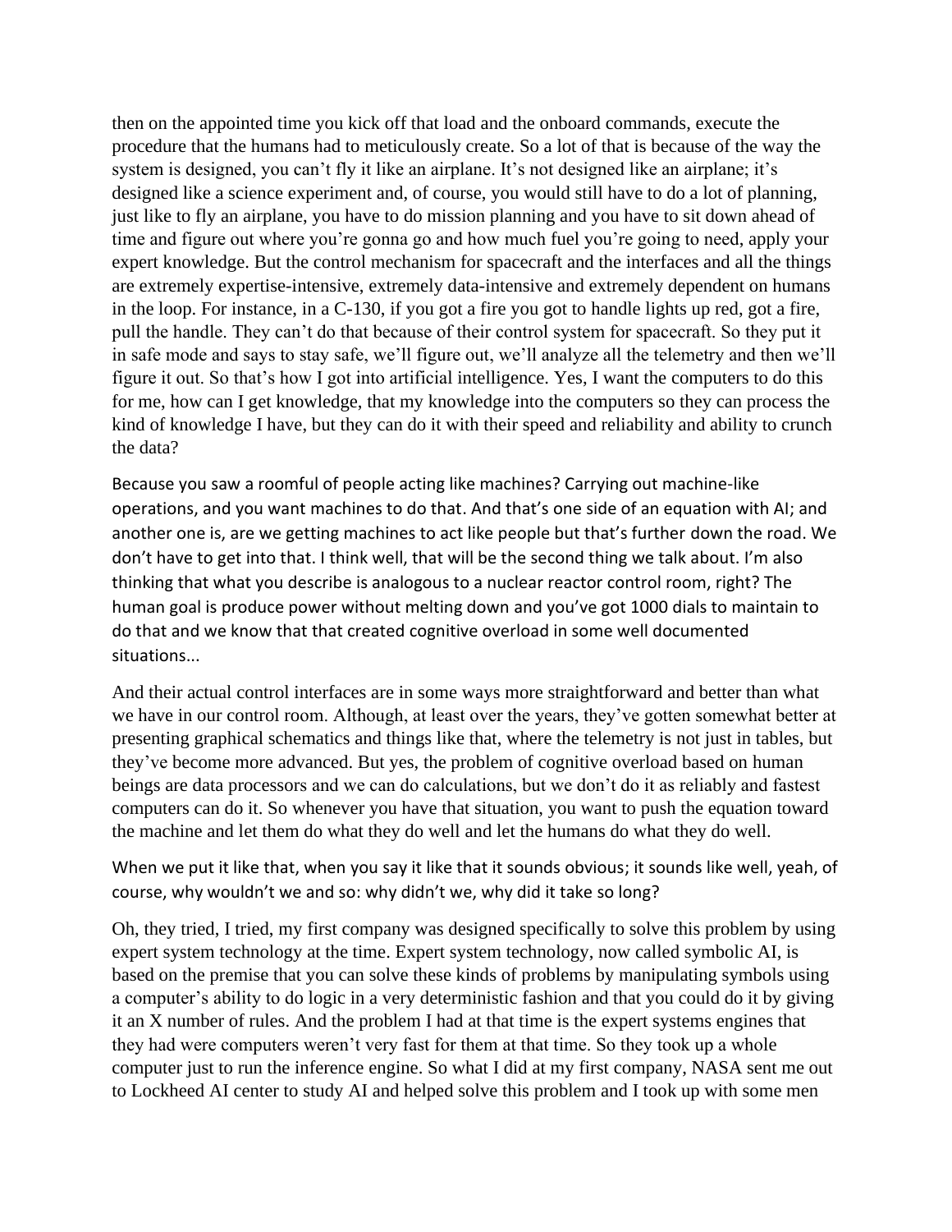then on the appointed time you kick off that load and the onboard commands, execute the procedure that the humans had to meticulously create. So a lot of that is because of the way the system is designed, you can't fly it like an airplane. It's not designed like an airplane; it's designed like a science experiment and, of course, you would still have to do a lot of planning, just like to fly an airplane, you have to do mission planning and you have to sit down ahead of time and figure out where you're gonna go and how much fuel you're going to need, apply your expert knowledge. But the control mechanism for spacecraft and the interfaces and all the things are extremely expertise-intensive, extremely data-intensive and extremely dependent on humans in the loop. For instance, in a C-130, if you got a fire you got to handle lights up red, got a fire, pull the handle. They can't do that because of their control system for spacecraft. So they put it in safe mode and says to stay safe, we'll figure out, we'll analyze all the telemetry and then we'll figure it out. So that's how I got into artificial intelligence. Yes, I want the computers to do this for me, how can I get knowledge, that my knowledge into the computers so they can process the kind of knowledge I have, but they can do it with their speed and reliability and ability to crunch the data?

Because you saw a roomful of people acting like machines? Carrying out machine-like operations, and you want machines to do that. And that's one side of an equation with AI; and another one is, are we getting machines to act like people but that's further down the road. We don't have to get into that. I think well, that will be the second thing we talk about. I'm also thinking that what you describe is analogous to a nuclear reactor control room, right? The human goal is produce power without melting down and you've got 1000 dials to maintain to do that and we know that that created cognitive overload in some well documented situations...

And their actual control interfaces are in some ways more straightforward and better than what we have in our control room. Although, at least over the years, they've gotten somewhat better at presenting graphical schematics and things like that, where the telemetry is not just in tables, but they've become more advanced. But yes, the problem of cognitive overload based on human beings are data processors and we can do calculations, but we don't do it as reliably and fastest computers can do it. So whenever you have that situation, you want to push the equation toward the machine and let them do what they do well and let the humans do what they do well.

When we put it like that, when you say it like that it sounds obvious; it sounds like well, yeah, of course, why wouldn't we and so: why didn't we, why did it take so long?

Oh, they tried, I tried, my first company was designed specifically to solve this problem by using expert system technology at the time. Expert system technology, now called symbolic AI, is based on the premise that you can solve these kinds of problems by manipulating symbols using a computer's ability to do logic in a very deterministic fashion and that you could do it by giving it an X number of rules. And the problem I had at that time is the expert systems engines that they had were computers weren't very fast for them at that time. So they took up a whole computer just to run the inference engine. So what I did at my first company, NASA sent me out to Lockheed AI center to study AI and helped solve this problem and I took up with some men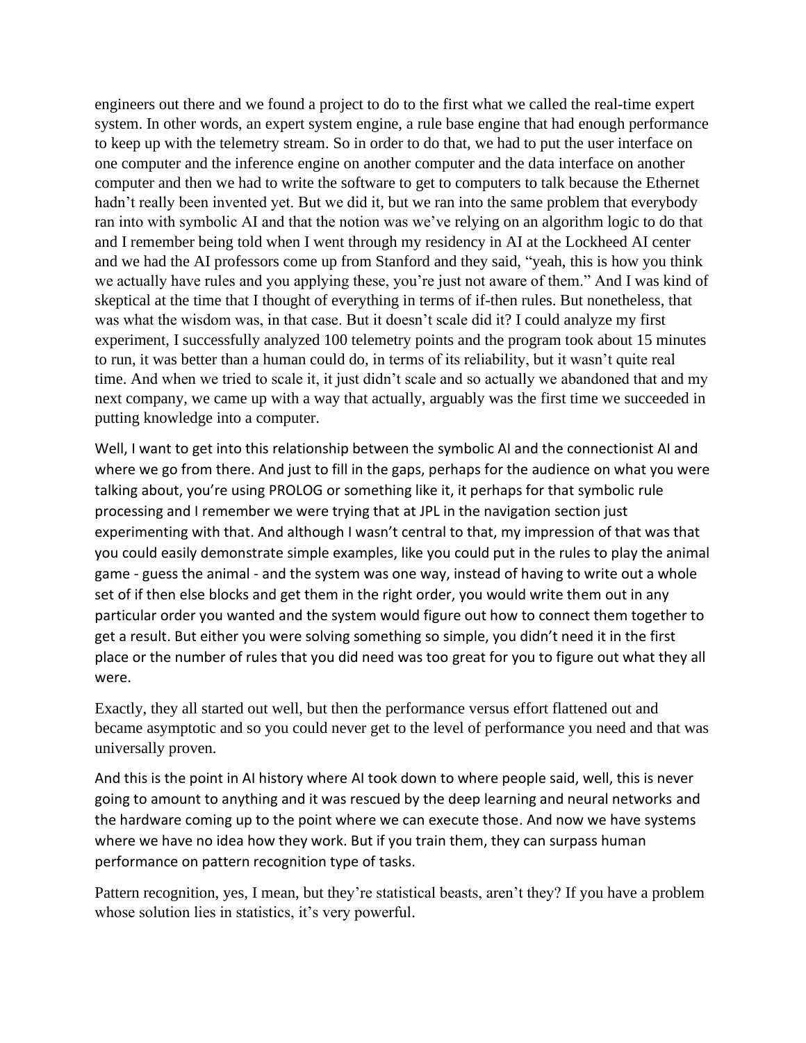engineers out there and we found a project to do to the first what we called the real-time expert system. In other words, an expert system engine, a rule base engine that had enough performance to keep up with the telemetry stream. So in order to do that, we had to put the user interface on one computer and the inference engine on another computer and the data interface on another computer and then we had to write the software to get to computers to talk because the Ethernet hadn't really been invented yet. But we did it, but we ran into the same problem that everybody ran into with symbolic AI and that the notion was we've relying on an algorithm logic to do that and I remember being told when I went through my residency in AI at the Lockheed AI center and we had the AI professors come up from Stanford and they said, "yeah, this is how you think we actually have rules and you applying these, you're just not aware of them." And I was kind of skeptical at the time that I thought of everything in terms of if-then rules. But nonetheless, that was what the wisdom was, in that case. But it doesn't scale did it? I could analyze my first experiment, I successfully analyzed 100 telemetry points and the program took about 15 minutes to run, it was better than a human could do, in terms of its reliability, but it wasn't quite real time. And when we tried to scale it, it just didn't scale and so actually we abandoned that and my next company, we came up with a way that actually, arguably was the first time we succeeded in putting knowledge into a computer.

Well, I want to get into this relationship between the symbolic AI and the connectionist AI and where we go from there. And just to fill in the gaps, perhaps for the audience on what you were talking about, you're using PROLOG or something like it, it perhaps for that symbolic rule processing and I remember we were trying that at JPL in the navigation section just experimenting with that. And although I wasn't central to that, my impression of that was that you could easily demonstrate simple examples, like you could put in the rules to play the animal game - guess the animal - and the system was one way, instead of having to write out a whole set of if then else blocks and get them in the right order, you would write them out in any particular order you wanted and the system would figure out how to connect them together to get a result. But either you were solving something so simple, you didn't need it in the first place or the number of rules that you did need was too great for you to figure out what they all were.

Exactly, they all started out well, but then the performance versus effort flattened out and became asymptotic and so you could never get to the level of performance you need and that was universally proven.

And this is the point in AI history where AI took down to where people said, well, this is never going to amount to anything and it was rescued by the deep learning and neural networks and the hardware coming up to the point where we can execute those. And now we have systems where we have no idea how they work. But if you train them, they can surpass human performance on pattern recognition type of tasks.

Pattern recognition, yes, I mean, but they're statistical beasts, aren't they? If you have a problem whose solution lies in statistics, it's very powerful.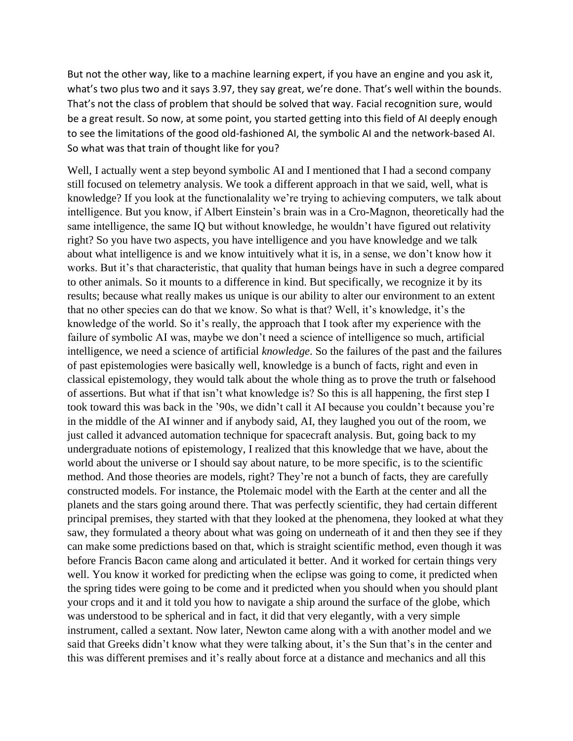But not the other way, like to a machine learning expert, if you have an engine and you ask it, what's two plus two and it says 3.97, they say great, we're done. That's well within the bounds. That's not the class of problem that should be solved that way. Facial recognition sure, would be a great result. So now, at some point, you started getting into this field of AI deeply enough to see the limitations of the good old-fashioned AI, the symbolic AI and the network-based AI. So what was that train of thought like for you?

Well, I actually went a step beyond symbolic AI and I mentioned that I had a second company still focused on telemetry analysis. We took a different approach in that we said, well, what is knowledge? If you look at the functionalality we're trying to achieving computers, we talk about intelligence. But you know, if Albert Einstein's brain was in a Cro-Magnon, theoretically had the same intelligence, the same IQ but without knowledge, he wouldn't have figured out relativity right? So you have two aspects, you have intelligence and you have knowledge and we talk about what intelligence is and we know intuitively what it is, in a sense, we don't know how it works. But it's that characteristic, that quality that human beings have in such a degree compared to other animals. So it mounts to a difference in kind. But specifically, we recognize it by its results; because what really makes us unique is our ability to alter our environment to an extent that no other species can do that we know. So what is that? Well, it's knowledge, it's the knowledge of the world. So it's really, the approach that I took after my experience with the failure of symbolic AI was, maybe we don't need a science of intelligence so much, artificial intelligence, we need a science of artificial *knowledge*. So the failures of the past and the failures of past epistemologies were basically well, knowledge is a bunch of facts, right and even in classical epistemology, they would talk about the whole thing as to prove the truth or falsehood of assertions. But what if that isn't what knowledge is? So this is all happening, the first step I took toward this was back in the '90s, we didn't call it AI because you couldn't because you're in the middle of the AI winner and if anybody said, AI, they laughed you out of the room, we just called it advanced automation technique for spacecraft analysis. But, going back to my undergraduate notions of epistemology, I realized that this knowledge that we have, about the world about the universe or I should say about nature, to be more specific, is to the scientific method. And those theories are models, right? They're not a bunch of facts, they are carefully constructed models. For instance, the Ptolemaic model with the Earth at the center and all the planets and the stars going around there. That was perfectly scientific, they had certain different principal premises, they started with that they looked at the phenomena, they looked at what they saw, they formulated a theory about what was going on underneath of it and then they see if they can make some predictions based on that, which is straight scientific method, even though it was before Francis Bacon came along and articulated it better. And it worked for certain things very well. You know it worked for predicting when the eclipse was going to come, it predicted when the spring tides were going to be come and it predicted when you should when you should plant your crops and it and it told you how to navigate a ship around the surface of the globe, which was understood to be spherical and in fact, it did that very elegantly, with a very simple instrument, called a sextant. Now later, Newton came along with a with another model and we said that Greeks didn't know what they were talking about, it's the Sun that's in the center and this was different premises and it's really about force at a distance and mechanics and all this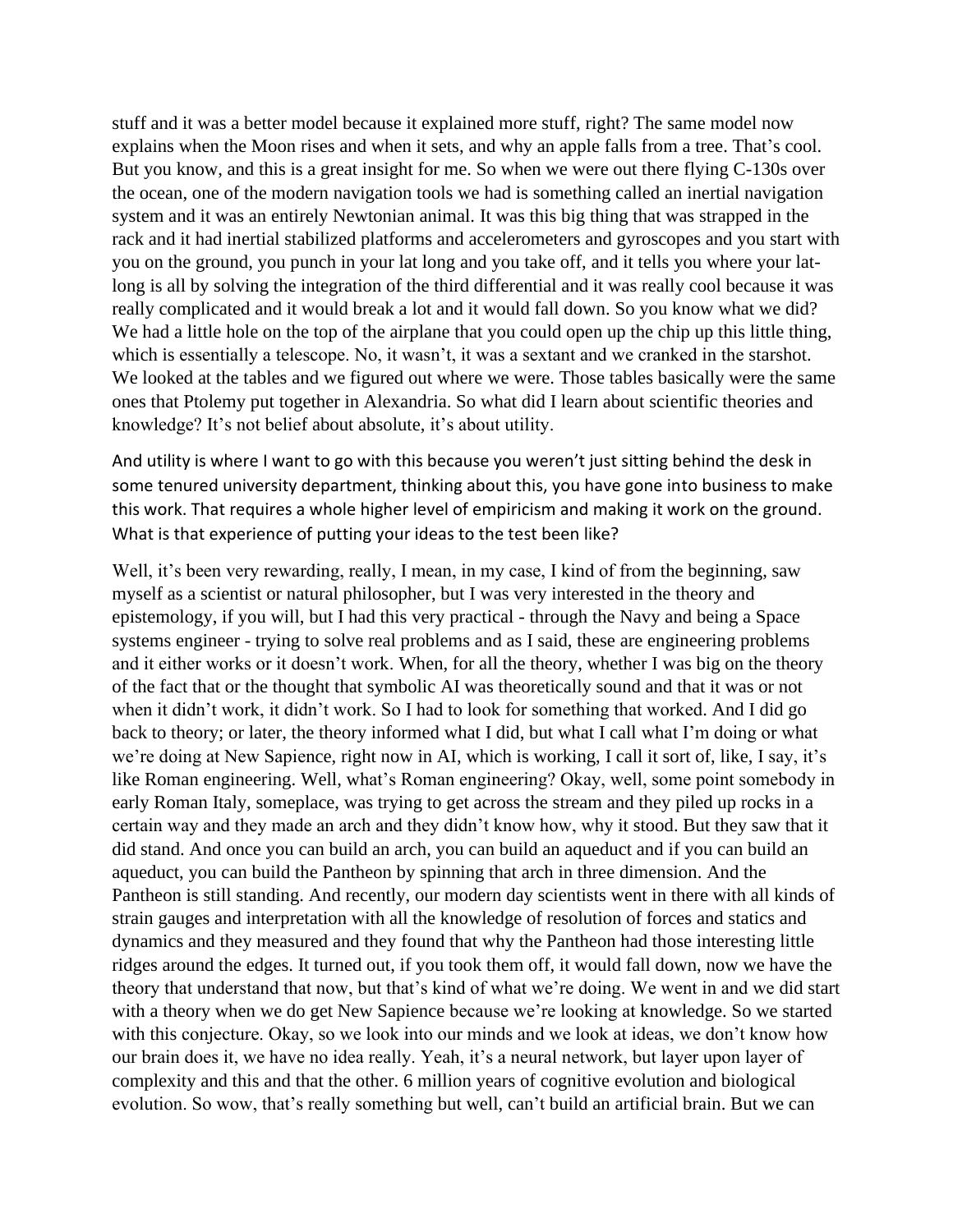stuff and it was a better model because it explained more stuff, right? The same model now explains when the Moon rises and when it sets, and why an apple falls from a tree. That's cool. But you know, and this is a great insight for me. So when we were out there flying C-130s over the ocean, one of the modern navigation tools we had is something called an inertial navigation system and it was an entirely Newtonian animal. It was this big thing that was strapped in the rack and it had inertial stabilized platforms and accelerometers and gyroscopes and you start with you on the ground, you punch in your lat long and you take off, and it tells you where your lat-long is all by solving the integration of the third differential and it was really cool because it was really complicated and it would break a lot and it would fall down. So you know what we did? We had a little hole on the top of the airplane that you could open up the chip up this little thing, which is essentially a telescope. No, it wasn't, it was a sextant and we cranked in the starshot. We looked at the tables and we figured out where we were. Those tables basically were the same ones that Ptolemy put together in Alexandria. So what did I learn about scientific theories and knowledge? It's not belief about absolute, it's about utility.

And utility is where I want to go with this because you weren't just sitting behind the desk in some tenured university department, thinking about this, you have gone into business to make this work. That requires a whole higher level of empiricism and making it work on the ground. What is that experience of putting your ideas to the test been like?

Well, it's been very rewarding, really, I mean, in my case, I kind of from the beginning, saw myself as a scientist or natural philosopher, but I was very interested in the theory and epistemology, if you will, but I had this very practical - through the Navy and being a Space systems engineer - trying to solve real problems and as I said, these are engineering problems and it either works or it doesn't work. When, for all the theory, whether I was big on the theory of the fact that or the thought that symbolic AI was theoretically sound and that it was or not when it didn't work, it didn't work. So I had to look for something that worked. And I did go back to theory; or later, the theory informed what I did, but what I call what I'm doing or what we're doing at New Sapience, right now in AI, which is working, I call it sort of, like, I say, it's like Roman engineering. Well, what's Roman engineering? Okay, well, some point somebody in early Roman Italy, someplace, was trying to get across the stream and they piled up rocks in a certain way and they made an arch and they didn't know how, why it stood. But they saw that it did stand. And once you can build an arch, you can build an aqueduct and if you can build an aqueduct, you can build the Pantheon by spinning that arch in three dimension. And the Pantheon is still standing. And recently, our modern day scientists went in there with all kinds of strain gauges and interpretation with all the knowledge of resolution of forces and statics and dynamics and they measured and they found that why the Pantheon had those interesting little ridges around the edges. It turned out, if you took them off, it would fall down, now we have the theory that understand that now, but that's kind of what we're doing. We went in and we did start with a theory when we do get New Sapience because we're looking at knowledge. So we started with this conjecture. Okay, so we look into our minds and we look at ideas, we don't know how our brain does it, we have no idea really. Yeah, it's a neural network, but layer upon layer of complexity and this and that the other. 6 million years of cognitive evolution and biological evolution. So wow, that's really something but well, can't build an artificial brain. But we can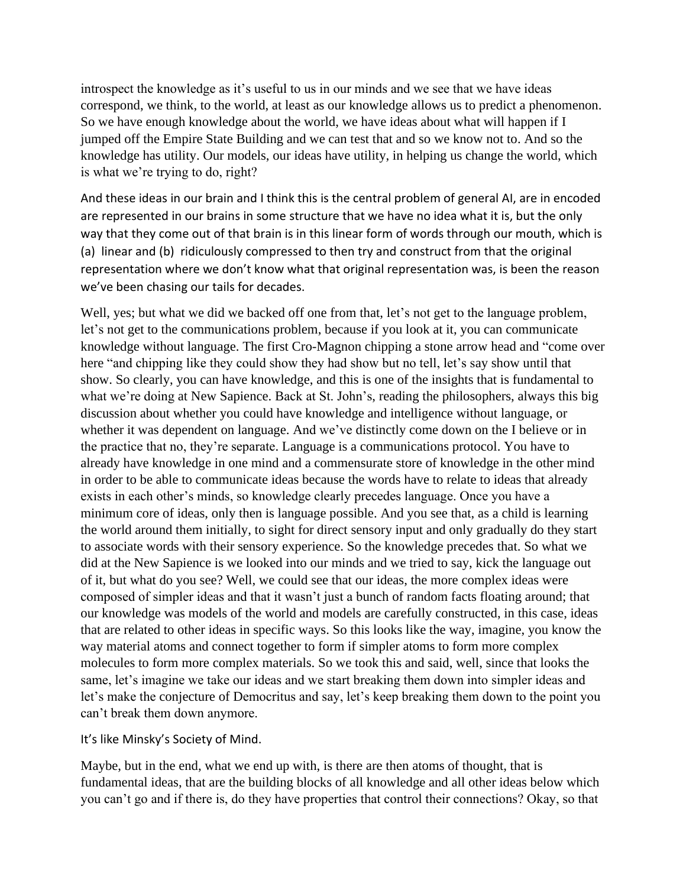introspect the knowledge as it's useful to us in our minds and we see that we have ideas correspond, we think, to the world, at least as our knowledge allows us to predict a phenomenon. So we have enough knowledge about the world, we have ideas about what will happen if I jumped off the Empire State Building and we can test that and so we know not to. And so the knowledge has utility. Our models, our ideas have utility, in helping us change the world, which is what we're trying to do, right?

And these ideas in our brain and I think this is the central problem of general AI, are in encoded are represented in our brains in some structure that we have no idea what it is, but the only way that they come out of that brain is in this linear form of words through our mouth, which is (a) linear and (b) ridiculously compressed to then try and construct from that the original representation where we don't know what that original representation was, is been the reason we've been chasing our tails for decades.

Well, yes; but what we did we backed off one from that, let's not get to the language problem, let's not get to the communications problem, because if you look at it, you can communicate knowledge without language. The first Cro-Magnon chipping a stone arrow head and "come over here "and chipping like they could show they had show but no tell, let's say show until that show. So clearly, you can have knowledge, and this is one of the insights that is fundamental to what we're doing at New Sapience. Back at St. John's, reading the philosophers, always this big discussion about whether you could have knowledge and intelligence without language, or whether it was dependent on language. And we've distinctly come down on the I believe or in the practice that no, they're separate. Language is a communications protocol. You have to already have knowledge in one mind and a commensurate store of knowledge in the other mind in order to be able to communicate ideas because the words have to relate to ideas that already exists in each other's minds, so knowledge clearly precedes language. Once you have a minimum core of ideas, only then is language possible. And you see that, as a child is learning the world around them initially, to sight for direct sensory input and only gradually do they start to associate words with their sensory experience. So the knowledge precedes that. So what we did at the New Sapience is we looked into our minds and we tried to say, kick the language out of it, but what do you see? Well, we could see that our ideas, the more complex ideas were composed of simpler ideas and that it wasn't just a bunch of random facts floating around; that our knowledge was models of the world and models are carefully constructed, in this case, ideas that are related to other ideas in specific ways. So this looks like the way, imagine, you know the way material atoms and connect together to form if simpler atoms to form more complex molecules to form more complex materials. So we took this and said, well, since that looks the same, let's imagine we take our ideas and we start breaking them down into simpler ideas and let's make the conjecture of Democritus and say, let's keep breaking them down to the point you can't break them down anymore.

It's like Minsky's Society of Mind.

Maybe, but in the end, what we end up with, is there are then atoms of thought, that is fundamental ideas, that are the building blocks of all knowledge and all other ideas below which you can't go and if there is, do they have properties that control their connections? Okay, so that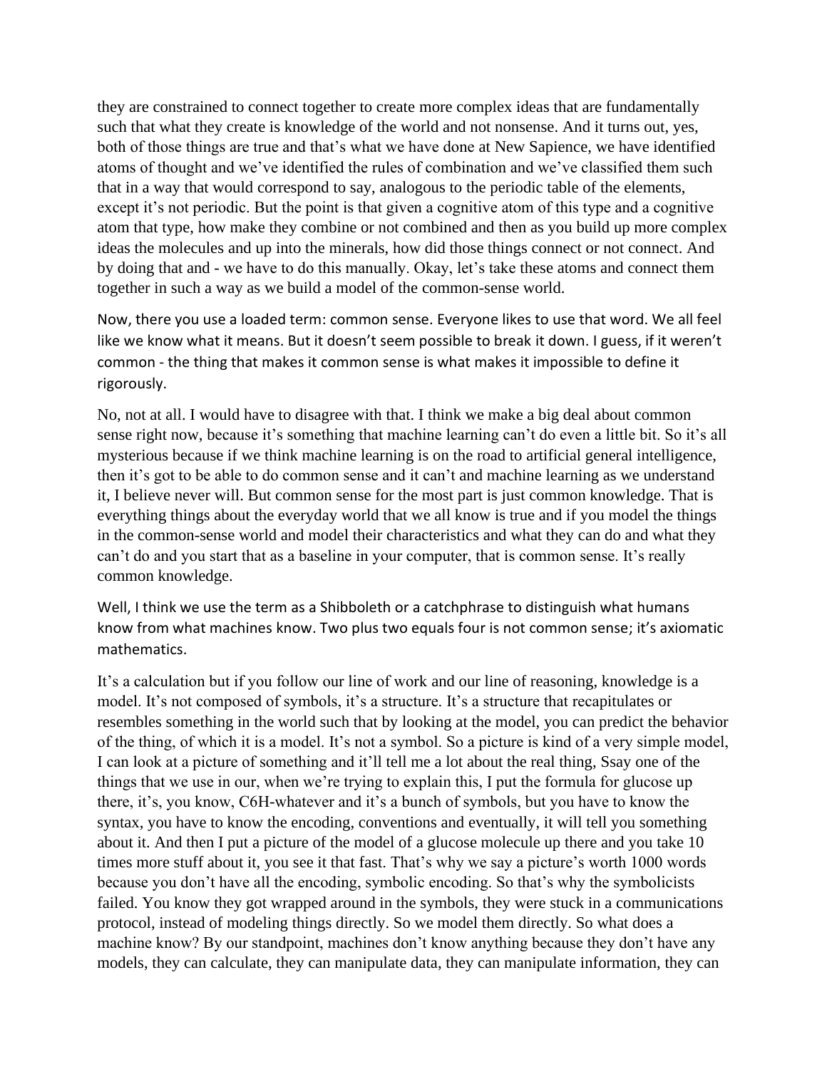they are constrained to connect together to create more complex ideas that are fundamentally such that what they create is knowledge of the world and not nonsense. And it turns out, yes, both of those things are true and that's what we have done at New Sapience, we have identified atoms of thought and we've identified the rules of combination and we've classified them such that in a way that would correspond to say, analogous to the periodic table of the elements, except it's not periodic. But the point is that given a cognitive atom of this type and a cognitive atom that type, how make they combine or not combined and then as you build up more complex ideas the molecules and up into the minerals, how did those things connect or not connect. And by doing that and - we have to do this manually. Okay, let's take these atoms and connect them together in such a way as we build a model of the common-sense world.

Now, there you use a loaded term: common sense. Everyone likes to use that word. We all feel like we know what it means. But it doesn't seem possible to break it down. I guess, if it weren't common - the thing that makes it common sense is what makes it impossible to define it rigorously.

No, not at all. I would have to disagree with that. I think we make a big deal about common sense right now, because it's something that machine learning can't do even a little bit. So it's all mysterious because if we think machine learning is on the road to artificial general intelligence, then it's got to be able to do common sense and it can't and machine learning as we understand it, I believe never will. But common sense for the most part is just common knowledge. That is everything things about the everyday world that we all know is true and if you model the things in the common-sense world and model their characteristics and what they can do and what they can't do and you start that as a baseline in your computer, that is common sense. It's really common knowledge.

Well, I think we use the term as a Shibboleth or a catchphrase to distinguish what humans know from what machines know. Two plus two equals four is not common sense; it's axiomatic mathematics.

It's a calculation but if you follow our line of work and our line of reasoning, knowledge is a model. It's not composed of symbols, it's a structure. It's a structure that recapitulates or resembles something in the world such that by looking at the model, you can predict the behavior of the thing, of which it is a model. It's not a symbol. So a picture is kind of a very simple model, I can look at a picture of something and it'll tell me a lot about the real thing, Ssay one of the things that we use in our, when we're trying to explain this, I put the formula for glucose up there, it's, you know, C6H-whatever and it's a bunch of symbols, but you have to know the syntax, you have to know the encoding, conventions and eventually, it will tell you something about it. And then I put a picture of the model of a glucose molecule up there and you take 10 times more stuff about it, you see it that fast. That's why we say a picture's worth 1000 words because you don't have all the encoding, symbolic encoding. So that's why the symbolicists failed. You know they got wrapped around in the symbols, they were stuck in a communications protocol, instead of modeling things directly. So we model them directly. So what does a machine know? By our standpoint, machines don't know anything because they don't have any models, they can calculate, they can manipulate data, they can manipulate information, they can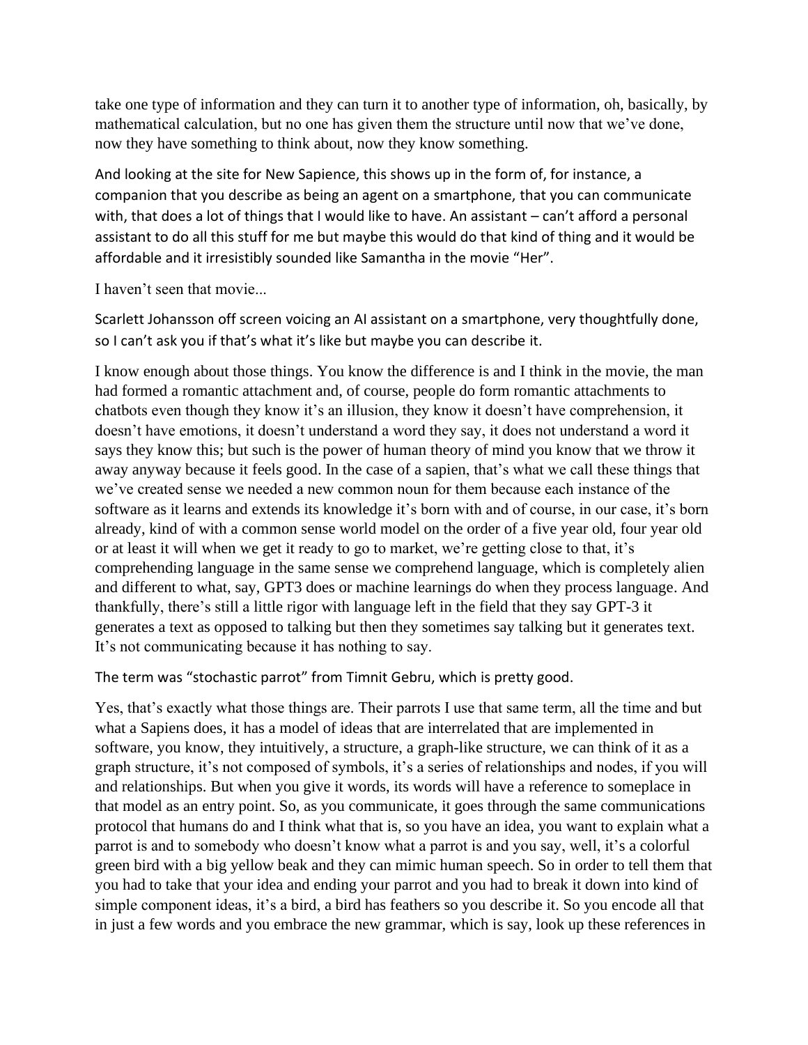take one type of information and they can turn it to another type of information, oh, basically, by mathematical calculation, but no one has given them the structure until now that we've done, now they have something to think about, now they know something.

And looking at the site for New Sapience, this shows up in the form of, for instance, a companion that you describe as being an agent on a smartphone, that you can communicate with, that does a lot of things that I would like to have. An assistant – can't afford a personal assistant to do all this stuff for me but maybe this would do that kind of thing and it would be affordable and it irresistibly sounded like Samantha in the movie "Her".

I haven't seen that movie...

Scarlett Johansson off screen voicing an AI assistant on a smartphone, very thoughtfully done, so I can't ask you if that's what it's like but maybe you can describe it.

I know enough about those things. You know the difference is and I think in the movie, the man had formed a romantic attachment and, of course, people do form romantic attachments to chatbots even though they know it's an illusion, they know it doesn't have comprehension, it doesn't have emotions, it doesn't understand a word they say, it does not understand a word it says they know this; but such is the power of human theory of mind you know that we throw it away anyway because it feels good. In the case of a sapien, that's what we call these things that we've created sense we needed a new common noun for them because each instance of the software as it learns and extends its knowledge it's born with and of course, in our case, it's born already, kind of with a common sense world model on the order of a five year old, four year old or at least it will when we get it ready to go to market, we're getting close to that, it's comprehending language in the same sense we comprehend language, which is completely alien and different to what, say, GPT3 does or machine learnings do when they process language. And thankfully, there's still a little rigor with language left in the field that they say GPT-3 it generates a text as opposed to talking but then they sometimes say talking but it generates text. It's not communicating because it has nothing to say.

The term was "stochastic parrot" from Timnit Gebru, which is pretty good.

Yes, that's exactly what those things are. Their parrots I use that same term, all the time and but what a Sapiens does, it has a model of ideas that are interrelated that are implemented in software, you know, they intuitively, a structure, a graph-like structure, we can think of it as a graph structure, it's not composed of symbols, it's a series of relationships and nodes, if you will and relationships. But when you give it words, its words will have a reference to someplace in that model as an entry point. So, as you communicate, it goes through the same communications protocol that humans do and I think what that is, so you have an idea, you want to explain what a parrot is and to somebody who doesn't know what a parrot is and you say, well, it's a colorful green bird with a big yellow beak and they can mimic human speech. So in order to tell them that you had to take that your idea and ending your parrot and you had to break it down into kind of simple component ideas, it's a bird, a bird has feathers so you describe it. So you encode all that in just a few words and you embrace the new grammar, which is say, look up these references in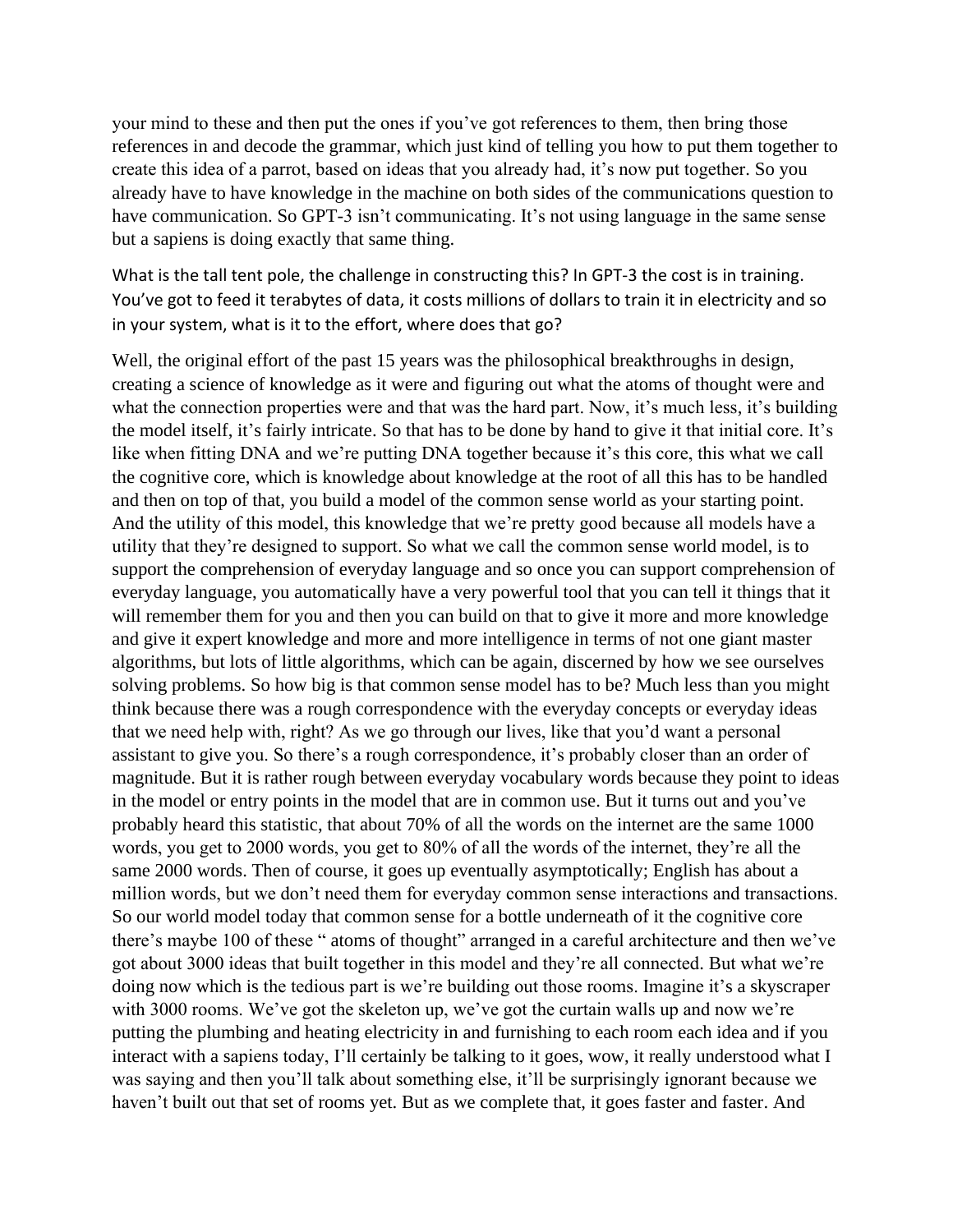your mind to these and then put the ones if you've got references to them, then bring those references in and decode the grammar, which just kind of telling you how to put them together to create this idea of a parrot, based on ideas that you already had, it's now put together. So you already have to have knowledge in the machine on both sides of the communications question to have communication. So GPT-3 isn't communicating. It's not using language in the same sense but a sapiens is doing exactly that same thing.

What is the tall tent pole, the challenge in constructing this? In GPT-3 the cost is in training. You've got to feed it terabytes of data, it costs millions of dollars to train it in electricity and so in your system, what is it to the effort, where does that go?

Well, the original effort of the past 15 years was the philosophical breakthroughs in design, creating a science of knowledge as it were and figuring out what the atoms of thought were and what the connection properties were and that was the hard part. Now, it's much less, it's building the model itself, it's fairly intricate. So that has to be done by hand to give it that initial core. It's like when fitting DNA and we're putting DNA together because it's this core, this what we call the cognitive core, which is knowledge about knowledge at the root of all this has to be handled and then on top of that, you build a model of the common sense world as your starting point. And the utility of this model, this knowledge that we're pretty good because all models have a utility that they're designed to support. So what we call the common sense world model, is to support the comprehension of everyday language and so once you can support comprehension of everyday language, you automatically have a very powerful tool that you can tell it things that it will remember them for you and then you can build on that to give it more and more knowledge and give it expert knowledge and more and more intelligence in terms of not one giant master algorithms, but lots of little algorithms, which can be again, discerned by how we see ourselves solving problems. So how big is that common sense model has to be? Much less than you might think because there was a rough correspondence with the everyday concepts or everyday ideas that we need help with, right? As we go through our lives, like that you'd want a personal assistant to give you. So there's a rough correspondence, it's probably closer than an order of magnitude. But it is rather rough between everyday vocabulary words because they point to ideas in the model or entry points in the model that are in common use. But it turns out and you've probably heard this statistic, that about 70% of all the words on the internet are the same 1000 words, you get to 2000 words, you get to 80% of all the words of the internet, they're all the same 2000 words. Then of course, it goes up eventually asymptotically; English has about a million words, but we don't need them for everyday common sense interactions and transactions. So our world model today that common sense for a bottle underneath of it the cognitive core there's maybe 100 of these " atoms of thought" arranged in a careful architecture and then we've got about 3000 ideas that built together in this model and they're all connected. But what we're doing now which is the tedious part is we're building out those rooms. Imagine it's a skyscraper with 3000 rooms. We've got the skeleton up, we've got the curtain walls up and now we're putting the plumbing and heating electricity in and furnishing to each room each idea and if you interact with a sapiens today, I'll certainly be talking to it goes, wow, it really understood what I was saying and then you'll talk about something else, it'll be surprisingly ignorant because we haven't built out that set of rooms yet. But as we complete that, it goes faster and faster. And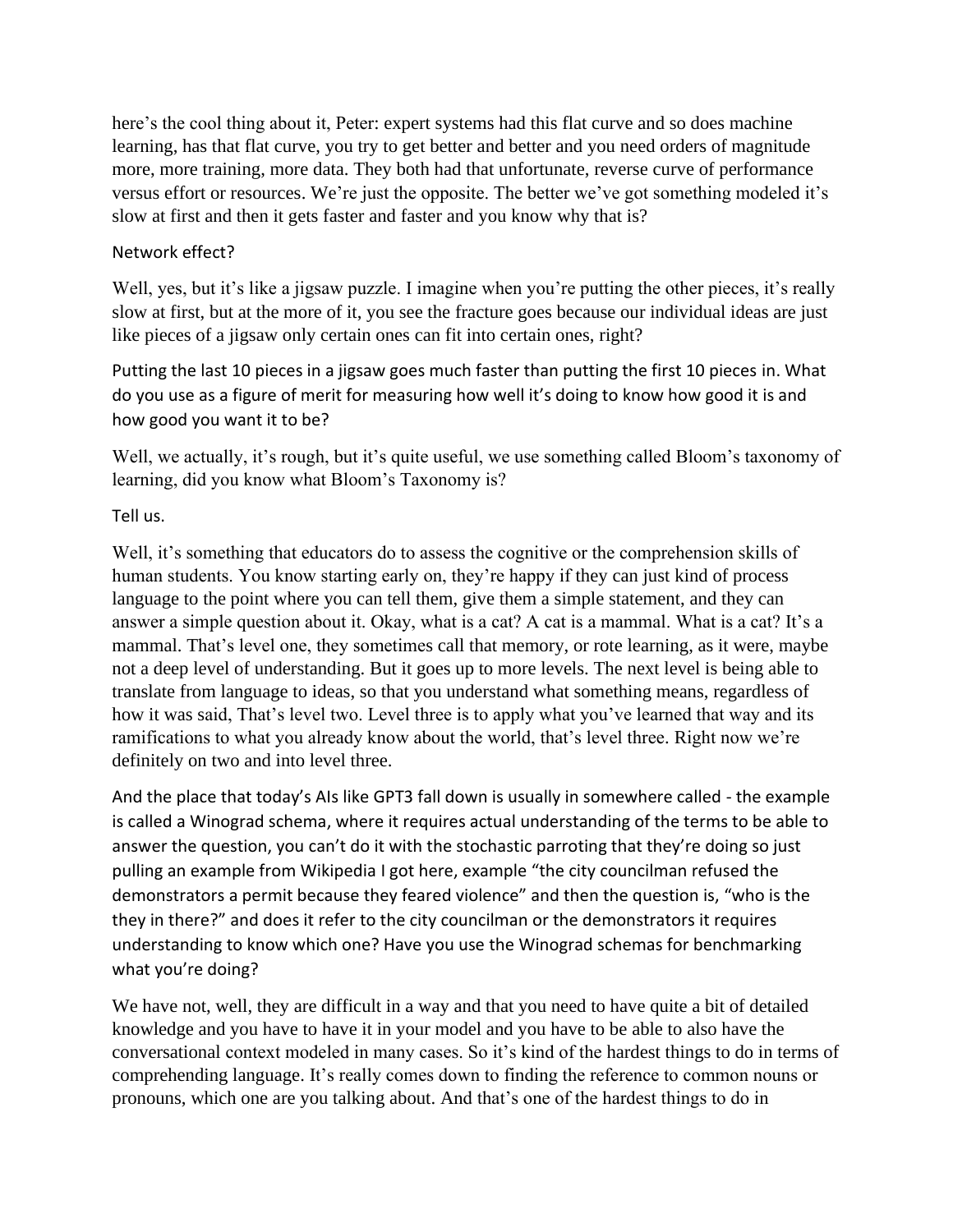here's the cool thing about it, Peter: expert systems had this flat curve and so does machine learning, has that flat curve, you try to get better and better and you need orders of magnitude more, more training, more data. They both had that unfortunate, reverse curve of performance versus effort or resources. We're just the opposite. The better we've got something modeled it's slow at first and then it gets faster and faster and you know why that is?

Network effect?

Well, yes, but it's like a jigsaw puzzle. I imagine when you're putting the other pieces, it's really slow at first, but at the more of it, you see the fracture goes because our individual ideas are just like pieces of a jigsaw only certain ones can fit into certain ones, right?

Putting the last 10 pieces in a jigsaw goes much faster than putting the first 10 pieces in. What do you use as a figure of merit for measuring how well it's doing to know how good it is and how good you want it to be?

Well, we actually, it's rough, but it's quite useful, we use something called Bloom's taxonomy of learning, did you know what Bloom's Taxonomy is?

Tell us.

Well, it's something that educators do to assess the cognitive or the comprehension skills of human students. You know starting early on, they're happy if they can just kind of process language to the point where you can tell them, give them a simple statement, and they can answer a simple question about it. Okay, what is a cat? A cat is a mammal. What is a cat? It's a mammal. That's level one, they sometimes call that memory, or rote learning, as it were, maybe not a deep level of understanding. But it goes up to more levels. The next level is being able to translate from language to ideas, so that you understand what something means, regardless of how it was said, That's level two. Level three is to apply what you've learned that way and its ramifications to what you already know about the world, that's level three. Right now we're definitely on two and into level three.

And the place that today's AIs like GPT3 fall down is usually in somewhere called - the example is called a Winograd schema, where it requires actual understanding of the terms to be able to answer the question, you can't do it with the stochastic parroting that they're doing so just pulling an example from Wikipedia I got here, example "the city councilman refused the demonstrators a permit because they feared violence" and then the question is, "who is the they in there?" and does it refer to the city councilman or the demonstrators it requires understanding to know which one? Have you use the Winograd schemas for benchmarking what you're doing?

We have not, well, they are difficult in a way and that you need to have quite a bit of detailed knowledge and you have to have it in your model and you have to be able to also have the conversational context modeled in many cases. So it's kind of the hardest things to do in terms of comprehending language. It's really comes down to finding the reference to common nouns or pronouns, which one are you talking about. And that's one of the hardest things to do in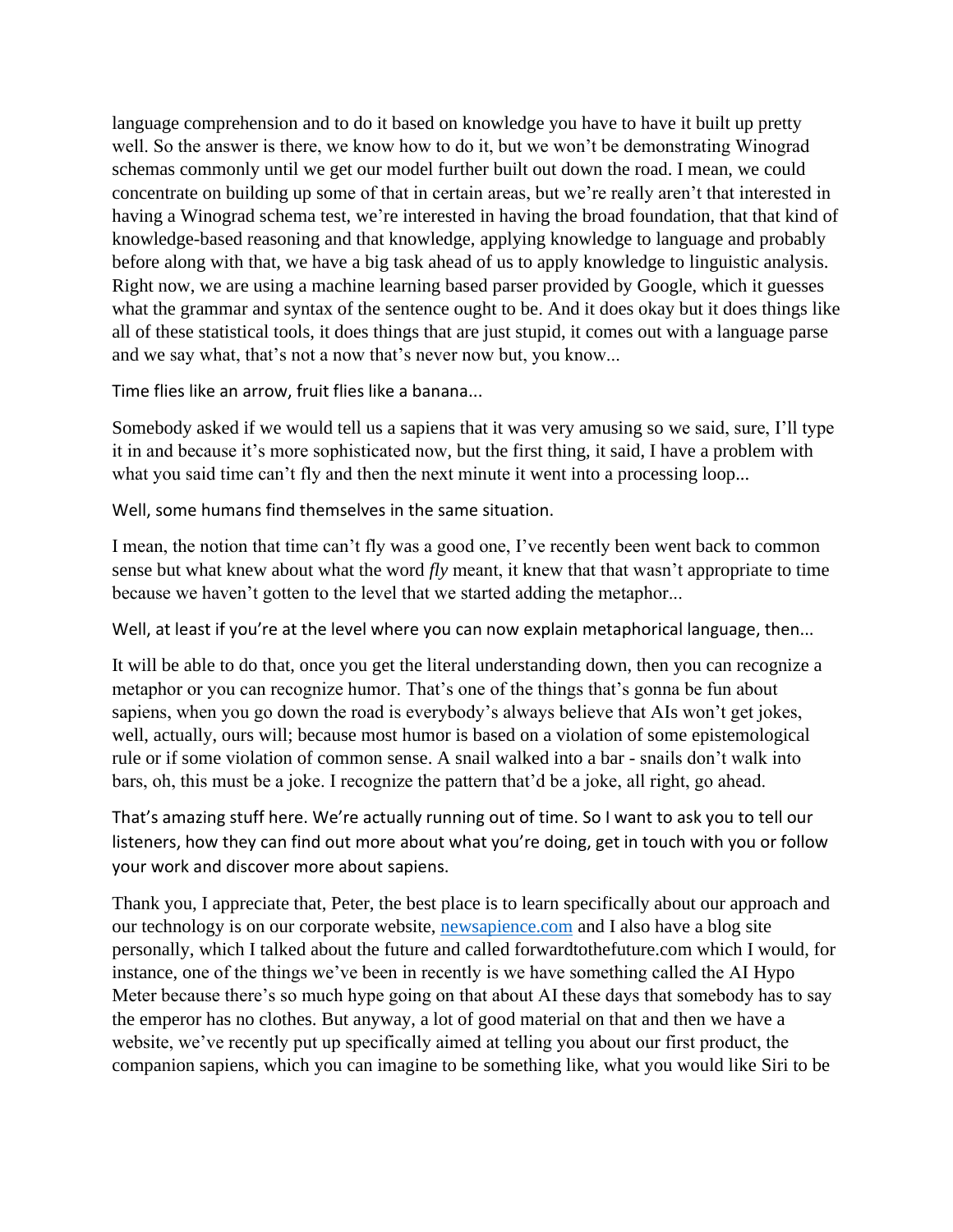language comprehension and to do it based on knowledge you have to have it built up pretty well. So the answer is there, we know how to do it, but we won't be demonstrating Winograd schemas commonly until we get our model further built out down the road. I mean, we could concentrate on building up some of that in certain areas, but we're really aren't that interested in having a Winograd schema test, we're interested in having the broad foundation, that that kind of knowledge-based reasoning and that knowledge, applying knowledge to language and probably before along with that, we have a big task ahead of us to apply knowledge to linguistic analysis. Right now, we are using a machine learning based parser provided by Google, which it guesses what the grammar and syntax of the sentence ought to be. And it does okay but it does things like all of these statistical tools, it does things that are just stupid, it comes out with a language parse and we say what, that's not a now that's never now but, you know...

Time flies like an arrow, fruit flies like a banana...

Somebody asked if we would tell us a sapiens that it was very amusing so we said, sure, I'll type it in and because it's more sophisticated now, but the first thing, it said, I have a problem with what you said time can't fly and then the next minute it went into a processing loop...

Well, some humans find themselves in the same situation.

I mean, the notion that time can't fly was a good one, I've recently been went back to common sense but what knew about what the word *fly* meant, it knew that that wasn't appropriate to time because we haven't gotten to the level that we started adding the metaphor...

Well, at least if you're at the level where you can now explain metaphorical language, then...

It will be able to do that, once you get the literal understanding down, then you can recognize a metaphor or you can recognize humor. That's one of the things that's gonna be fun about sapiens, when you go down the road is everybody's always believe that AIs won't get jokes, well, actually, ours will; because most humor is based on a violation of some epistemological rule or if some violation of common sense. A snail walked into a bar - snails don't walk into bars, oh, this must be a joke. I recognize the pattern that'd be a joke, all right, go ahead.

That's amazing stuff here. We're actually running out of time. So I want to ask you to tell our listeners, how they can find out more about what you're doing, get in touch with you or follow your work and discover more about sapiens.

Thank you, I appreciate that, Peter, the best place is to learn specifically about our approach and our technology is on our corporate website, [newsapience.com](newsapience.com) and I also have a blog site personally, which I talked about the future and called forwardtothefuture.com which I would, for instance, one of the things we've been in recently is we have something called the AI Hypo Meter because there's so much hype going on that about AI these days that somebody has to say the emperor has no clothes. But anyway, a lot of good material on that and then we have a website, we've recently put up specifically aimed at telling you about our first product, the companion sapiens, which you can imagine to be something like, what you would like Siri to be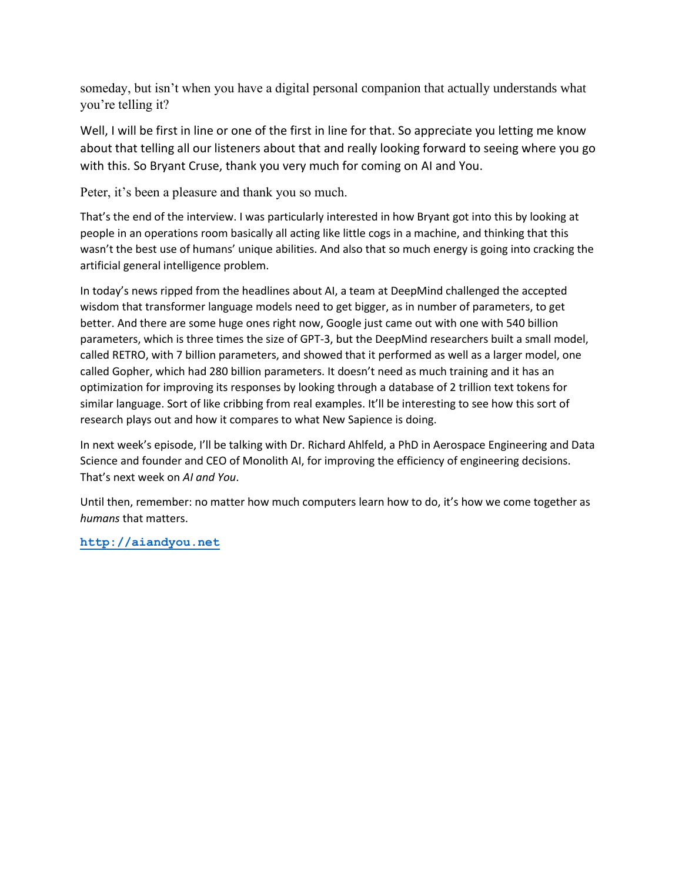someday, but isn't when you have a digital personal companion that actually understands what you're telling it?

Well, I will be first in line or one of the first in line for that. So appreciate you letting me know about that telling all our listeners about that and really looking forward to seeing where you go with this. So Bryant Cruse, thank you very much for coming on AI and You.

Peter, it's been a pleasure and thank you so much.

That's the end of the interview. I was particularly interested in how Bryant got into this by looking at people in an operations room basically all acting like little cogs in a machine, and thinking that this wasn't the best use of humans' unique abilities. And also that so much energy is going into cracking the artificial general intelligence problem.

In today's news ripped from the headlines about AI, a team at DeepMind challenged the accepted wisdom that transformer language models need to get bigger, as in number of parameters, to get better. And there are some huge ones right now, Google just came out with one with 540 billion parameters, which is three times the size of GPT-3, but the DeepMind researchers built a small model, called RETRO, with 7 billion parameters, and showed that it performed as well as a larger model, one called Gopher, which had 280 billion parameters. It doesn't need as much training and it has an optimization for improving its responses by looking through a database of 2 trillion text tokens for similar language. Sort of like cribbing from real examples. It'll be interesting to see how this sort of research plays out and how it compares to what New Sapience is doing.

In next week's episode, I'll be talking with Dr. Richard Ahlfeld, a PhD in Aerospace Engineering and Data Science and founder and CEO of Monolith AI, for improving the efficiency of engineering decisions. That's next week on *AI and You*.

Until then, remember: no matter how much computers learn how to do, it's how we come together as *humans* that matters.

**http://aiandyou.net**